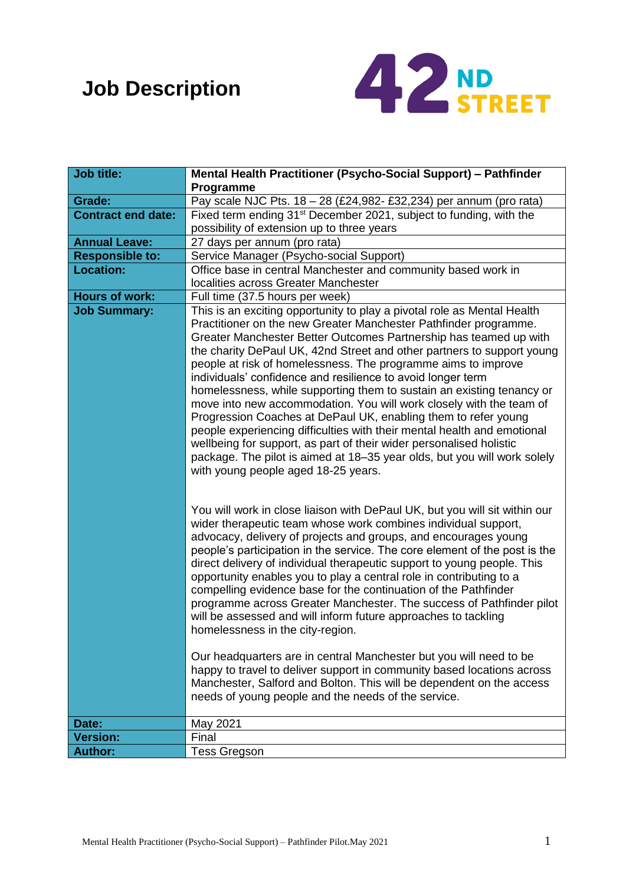# Job Description

42ND STREET

| Job title: | **Mental Health Practitioner (Psycho-Social Support) – Pathfinder Programme** |
|---|---|
| **Grade:** | Pay scale NJC Pts. 18 – 28 (£24,982- £32,234) per annum (pro rata) |
| **Contract end date:** | Fixed term ending 31st December 2021, subject to funding, with the possibility of extension up to three years |
| **Annual Leave:** | 27 days per annum (pro rata) |
| **Responsible to:** | Service Manager (Psycho-social Support) |
| **Location:** | Office base in central Manchester and community based work in localities across Greater Manchester |
| **Hours of work:** | Full time (37.5 hours per week) |
| **Job Summary:** | This is an exciting opportunity to play a pivotal role as Mental Health Practitioner on the new Greater Manchester Pathfinder programme. Greater Manchester Better Outcomes Partnership has teamed up with the charity DePaul UK, 42nd Street and other partners to support young people at risk of homelessness. The programme aims to improve individuals' confidence and resilience to avoid longer term homelessness, while supporting them to sustain an existing tenancy or move into new accommodation. You will work closely with the team of Progression Coaches at DePaul UK, enabling them to refer young people experiencing difficulties with their mental health and emotional wellbeing for support, as part of their wider personalised holistic package. The pilot is aimed at 18–35 year olds, but you will work solely with young people aged 18-25 years.<br><br>You will work in close liaison with DePaul UK, but you will sit within our wider therapeutic team whose work combines individual support, advocacy, delivery of projects and groups, and encourages young people's participation in the service. The core element of the post is the direct delivery of individual therapeutic support to young people. This opportunity enables you to play a central role in contributing to a compelling evidence base for the continuation of the Pathfinder programme across Greater Manchester. The success of Pathfinder pilot will be assessed and will inform future approaches to tackling homelessness in the city-region.<br><br>Our headquarters are in central Manchester but you will need to be happy to travel to deliver support in community based locations across Manchester, Salford and Bolton. This will be dependent on the access needs of young people and the needs of the service. |
| **Date:** | May 2021 |
| **Version:** | Final |
| **Author:** | Tess Gregson |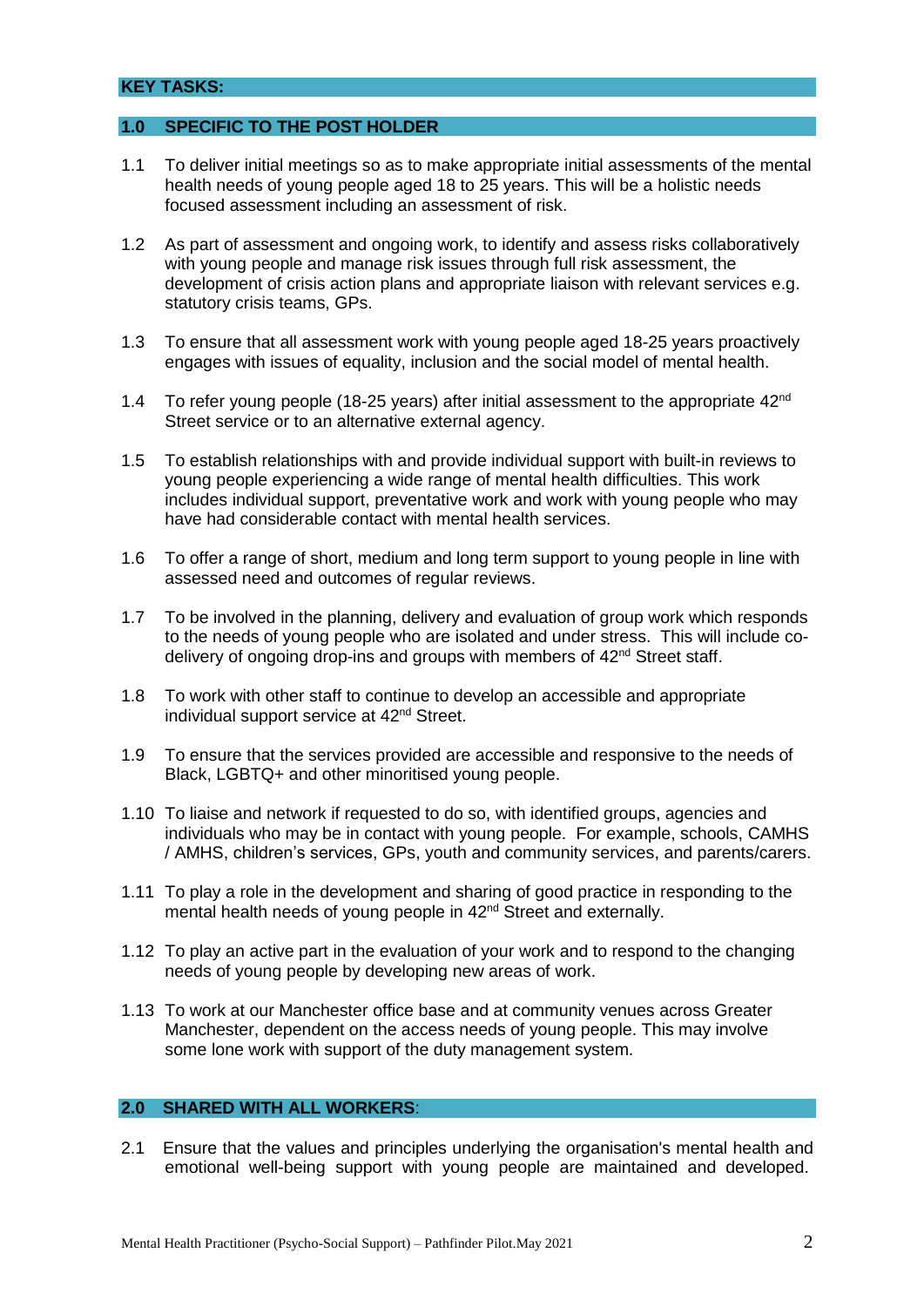## KEY TASKS:

### 1.0 SPECIFIC TO THE POST HOLDER

1.1 To deliver initial meetings so as to make appropriate initial assessments of the mental health needs of young people aged 18 to 25 years. This will be a holistic needs focused assessment including an assessment of risk.

1.2 As part of assessment and ongoing work, to identify and assess risks collaboratively with young people and manage risk issues through full risk assessment, the development of crisis action plans and appropriate liaison with relevant services e.g. statutory crisis teams, GPs.

1.3 To ensure that all assessment work with young people aged 18-25 years proactively engages with issues of equality, inclusion and the social model of mental health.

1.4 To refer young people (18-25 years) after initial assessment to the appropriate 42nd Street service or to an alternative external agency.

1.5 To establish relationships with and provide individual support with built-in reviews to young people experiencing a wide range of mental health difficulties. This work includes individual support, preventative work and work with young people who may have had considerable contact with mental health services.

1.6 To offer a range of short, medium and long term support to young people in line with assessed need and outcomes of regular reviews.

1.7 To be involved in the planning, delivery and evaluation of group work which responds to the needs of young people who are isolated and under stress. This will include co-delivery of ongoing drop-ins and groups with members of 42nd Street staff.

1.8 To work with other staff to continue to develop an accessible and appropriate individual support service at 42nd Street.

1.9 To ensure that the services provided are accessible and responsive to the needs of Black, LGBTQ+ and other minoritised young people.

1.10 To liaise and network if requested to do so, with identified groups, agencies and individuals who may be in contact with young people. For example, schools, CAMHS / AMHS, children's services, GPs, youth and community services, and parents/carers.

1.11 To play a role in the development and sharing of good practice in responding to the mental health needs of young people in 42nd Street and externally.

1.12 To play an active part in the evaluation of your work and to respond to the changing needs of young people by developing new areas of work.

1.13 To work at our Manchester office base and at community venues across Greater Manchester, dependent on the access needs of young people. This may involve some lone work with support of the duty management system.

### 2.0 SHARED WITH ALL WORKERS:

2.1 Ensure that the values and principles underlying the organisation's mental health and emotional well-being support with young people are maintained and developed.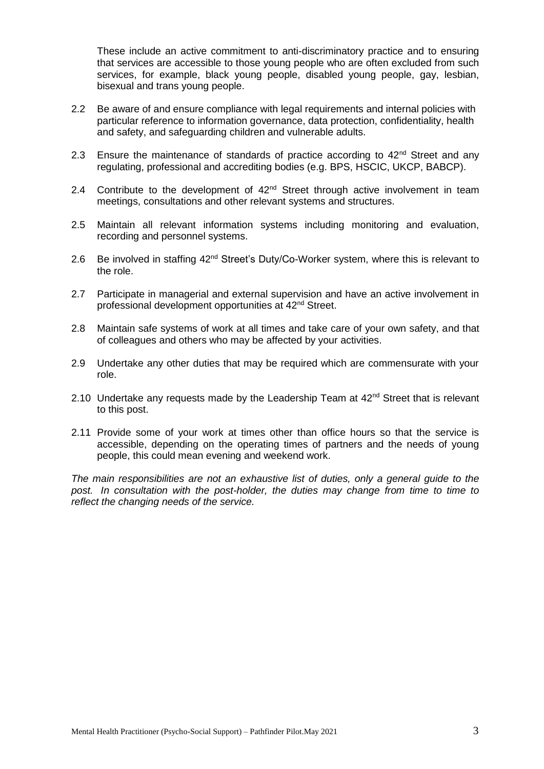These include an active commitment to anti-discriminatory practice and to ensuring that services are accessible to those young people who are often excluded from such services, for example, black young people, disabled young people, gay, lesbian, bisexual and trans young people.

2.2 Be aware of and ensure compliance with legal requirements and internal policies with particular reference to information governance, data protection, confidentiality, health and safety, and safeguarding children and vulnerable adults.

2.3 Ensure the maintenance of standards of practice according to 42nd Street and any regulating, professional and accrediting bodies (e.g. BPS, HSCIC, UKCP, BABCP).

2.4 Contribute to the development of 42nd Street through active involvement in team meetings, consultations and other relevant systems and structures.

2.5 Maintain all relevant information systems including monitoring and evaluation, recording and personnel systems.

2.6 Be involved in staffing 42nd Street's Duty/Co-Worker system, where this is relevant to the role.

2.7 Participate in managerial and external supervision and have an active involvement in professional development opportunities at 42nd Street.

2.8 Maintain safe systems of work at all times and take care of your own safety, and that of colleagues and others who may be affected by your activities.

2.9 Undertake any other duties that may be required which are commensurate with your role.

2.10 Undertake any requests made by the Leadership Team at 42nd Street that is relevant to this post.

2.11 Provide some of your work at times other than office hours so that the service is accessible, depending on the operating times of partners and the needs of young people, this could mean evening and weekend work.

*The main responsibilities are not an exhaustive list of duties, only a general guide to the post. In consultation with the post-holder, the duties may change from time to time to reflect the changing needs of the service.*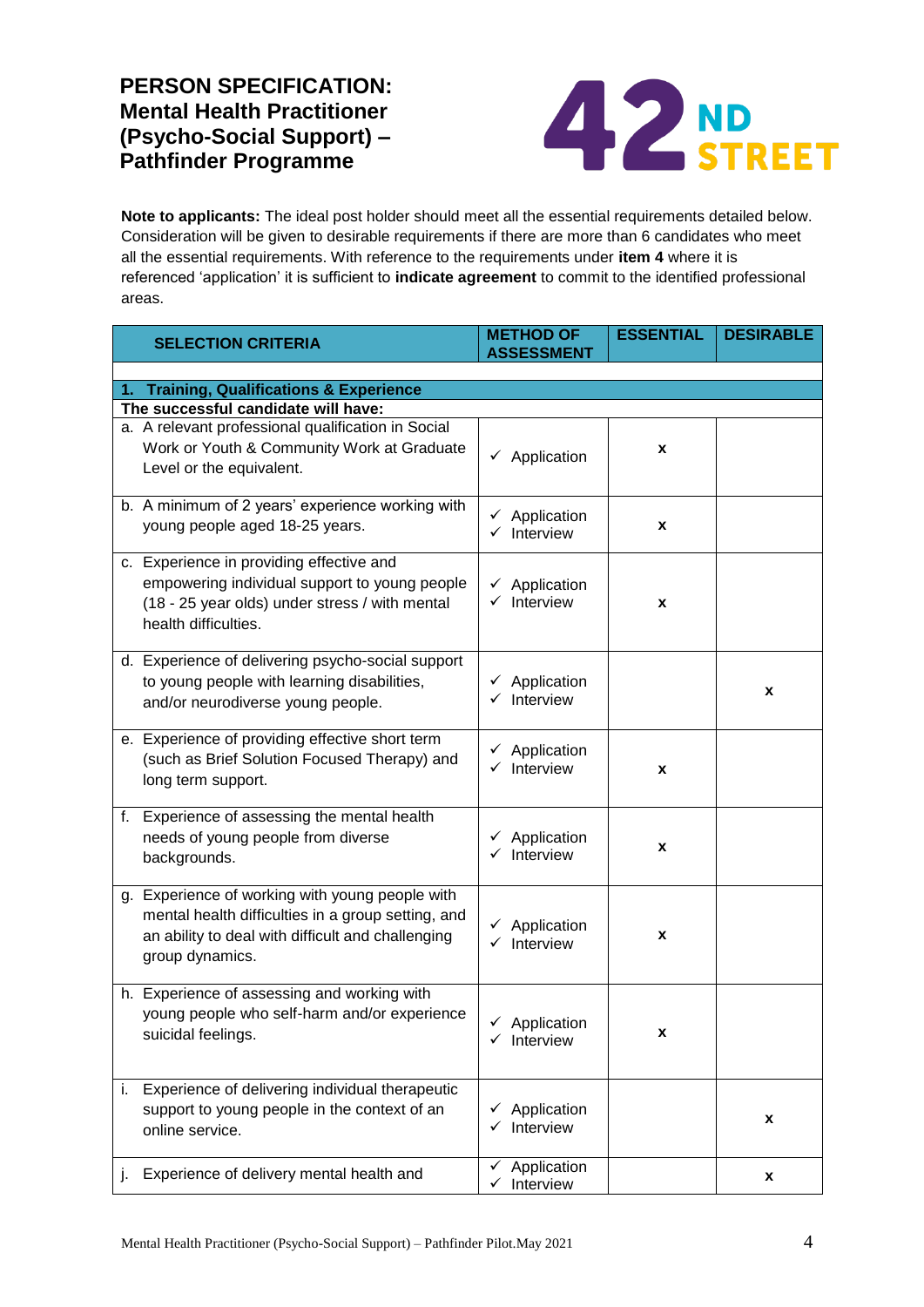# PERSON SPECIFICATION: Mental Health Practitioner (Psycho-Social Support) – Pathfinder Programme

**42ND STREET**

**Note to applicants:** The ideal post holder should meet all the essential requirements detailed below. Consideration will be given to desirable requirements if there are more than 6 candidates who meet all the essential requirements. With reference to the requirements under **item 4** where it is referenced 'application' it is sufficient to **indicate agreement** to commit to the identified professional areas.

| SELECTION CRITERIA | METHOD OF ASSESSMENT | ESSENTIAL | DESIRABLE |
|---|---|---|---|
| **1. Training, Qualifications & Experience** | | | |
| **The successful candidate will have:** | | | |
| a. A relevant professional qualification in Social Work or Youth & Community Work at Graduate Level or the equivalent. | ✓ Application | x | |
| b. A minimum of 2 years' experience working with young people aged 18-25 years. | ✓ Application ✓ Interview | x | |
| c. Experience in providing effective and empowering individual support to young people (18 - 25 year olds) under stress / with mental health difficulties. | ✓ Application ✓ Interview | x | |
| d. Experience of delivering psycho-social support to young people with learning disabilities, and/or neurodiverse young people. | ✓ Application ✓ Interview | | x |
| e. Experience of providing effective short term (such as Brief Solution Focused Therapy) and long term support. | ✓ Application ✓ Interview | x | |
| f. Experience of assessing the mental health needs of young people from diverse backgrounds. | ✓ Application ✓ Interview | x | |
| g. Experience of working with young people with mental health difficulties in a group setting, and an ability to deal with difficult and challenging group dynamics. | ✓ Application ✓ Interview | x | |
| h. Experience of assessing and working with young people who self-harm and/or experience suicidal feelings. | ✓ Application ✓ Interview | x | |
| i. Experience of delivering individual therapeutic support to young people in the context of an online service. | ✓ Application ✓ Interview | | x |
| j. Experience of delivery mental health and | ✓ Application ✓ Interview | | x |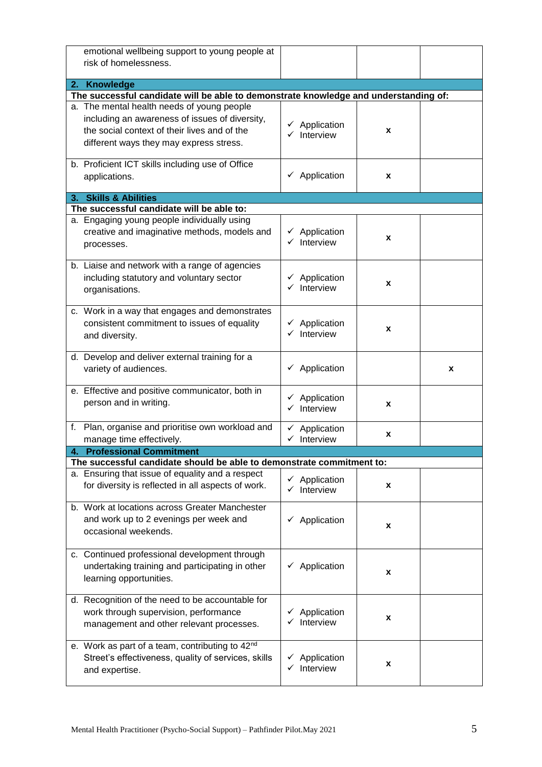| | | | |
|---|---|---|---|
| emotional wellbeing support to young people at risk of homelessness. | | | |
| **2. Knowledge** | | | |
| **The successful candidate will be able to demonstrate knowledge and understanding of:** | | | |
| a. The mental health needs of young people including an awareness of issues of diversity, the social context of their lives and of the different ways they may express stress. | ✓ Application<br>✓ Interview | x | |
| b. Proficient ICT skills including use of Office applications. | ✓ Application | x | |
| **3. Skills & Abilities** | | | |
| **The successful candidate will be able to:** | | | |
| a. Engaging young people individually using creative and imaginative methods, models and processes. | ✓ Application<br>✓ Interview | x | |
| b. Liaise and network with a range of agencies including statutory and voluntary sector organisations. | ✓ Application<br>✓ Interview | x | |
| c. Work in a way that engages and demonstrates consistent commitment to issues of equality and diversity. | ✓ Application<br>✓ Interview | x | |
| d. Develop and deliver external training for a variety of audiences. | ✓ Application | | x |
| e. Effective and positive communicator, both in person and in writing. | ✓ Application<br>✓ Interview | x | |
| f. Plan, organise and prioritise own workload and manage time effectively. | ✓ Application<br>✓ Interview | x | |
| **4. Professional Commitment** | | | |
| **The successful candidate should be able to demonstrate commitment to:** | | | |
| a. Ensuring that issue of equality and a respect for diversity is reflected in all aspects of work. | ✓ Application<br>✓ Interview | x | |
| b. Work at locations across Greater Manchester and work up to 2 evenings per week and occasional weekends. | ✓ Application | x | |
| c. Continued professional development through undertaking training and participating in other learning opportunities. | ✓ Application | x | |
| d. Recognition of the need to be accountable for work through supervision, performance management and other relevant processes. | ✓ Application<br>✓ Interview | x | |
| e. Work as part of a team, contributing to 42nd Street's effectiveness, quality of services, skills and expertise. | ✓ Application<br>✓ Interview | x | |